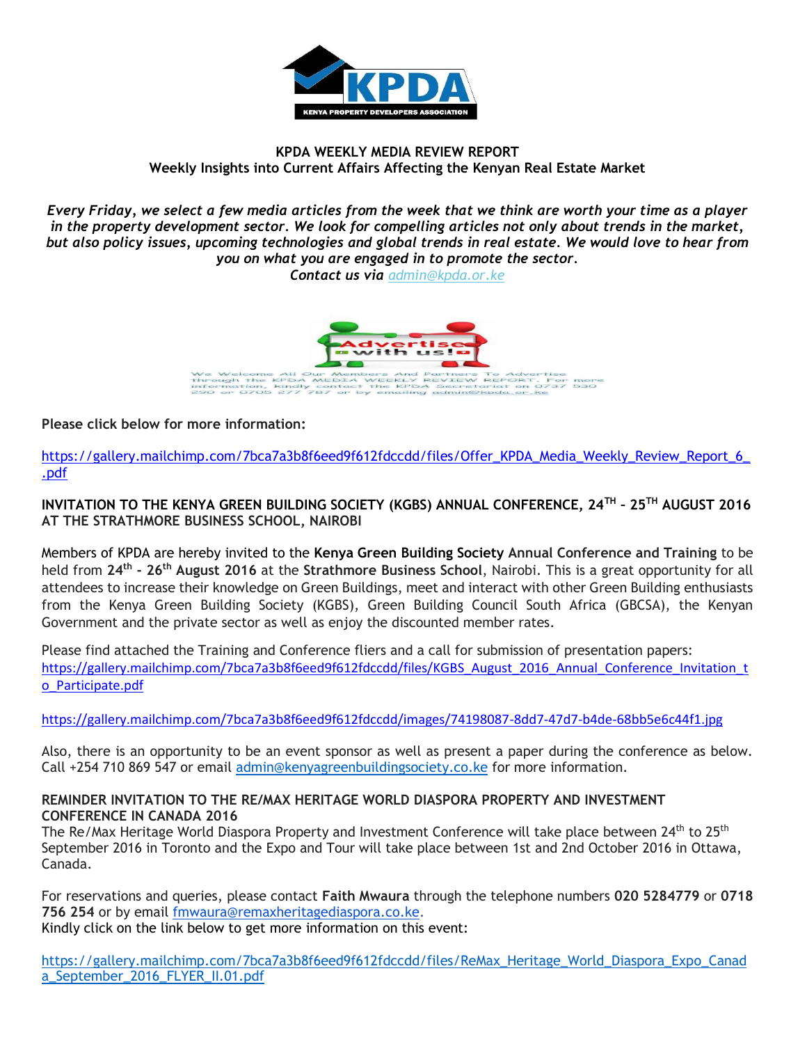**KPDA WEEKLY MEDIA REVIEW REPORT**
**Weekly Insights into Current Affairs Affecting the Kenyan Real Estate Market**

***Every Friday, we select a few media articles from the week that we think are worth your time as a player in the property development sector. We look for compelling articles not only about trends in the market, but also policy issues, upcoming technologies and global trends in real estate. We would love to hear from you on what you are engaged in to promote the sector.***
***Contact us via admin@kpda.or.ke***

We Welcome All Our Members And Partners To Advertise through the KPDA MEDIA WEEKLY REVIEW REPORT. For more information, kindly contact the KPDA Secretariat on 0737 530 290 or 0705 277 787 or by emailing admin@kpda.or.ke

**Please click below for more information:**

https://gallery.mailchimp.com/7bca7a3b8f6eed9f612fdccdd/files/Offer_KPDA_Media_Weekly_Review_Report_6_.pdf

**INVITATION TO THE KENYA GREEN BUILDING SOCIETY (KGBS) ANNUAL CONFERENCE, 24TH – 25TH AUGUST 2016 AT THE STRATHMORE BUSINESS SCHOOL, NAIROBI**

Members of KPDA are hereby invited to the **Kenya Green Building Society Annual Conference and Training** to be held from **24th - 26th August 2016** at the **Strathmore Business School**, Nairobi. This is a great opportunity for all attendees to increase their knowledge on Green Buildings, meet and interact with other Green Building enthusiasts from the Kenya Green Building Society (KGBS), Green Building Council South Africa (GBCSA), the Kenyan Government and the private sector as well as enjoy the discounted member rates.

Please find attached the Training and Conference fliers and a call for submission of presentation papers: https://gallery.mailchimp.com/7bca7a3b8f6eed9f612fdccdd/files/KGBS_August_2016_Annual_Conference_Invitation_to_Participate.pdf

https://gallery.mailchimp.com/7bca7a3b8f6eed9f612fdccdd/images/74198087-8dd7-47d7-b4de-68bb5e6c44f1.jpg

Also, there is an opportunity to be an event sponsor as well as present a paper during the conference as below. Call +254 710 869 547 or email admin@kenyagreenbuildingsociety.co.ke for more information.

**REMINDER INVITATION TO THE RE/MAX HERITAGE WORLD DIASPORA PROPERTY AND INVESTMENT CONFERENCE IN CANADA 2016**

The Re/Max Heritage World Diaspora Property and Investment Conference will take place between 24th to 25th September 2016 in Toronto and the Expo and Tour will take place between 1st and 2nd October 2016 in Ottawa, Canada.

For reservations and queries, please contact **Faith Mwaura** through the telephone numbers **020 5284779** or **0718 756 254** or by email fmwaura@remaxheritagediaspora.co.ke.
Kindly click on the link below to get more information on this event:

https://gallery.mailchimp.com/7bca7a3b8f6eed9f612fdccdd/files/ReMax_Heritage_World_Diaspora_Expo_Canada_September_2016_FLYER_II.01.pdf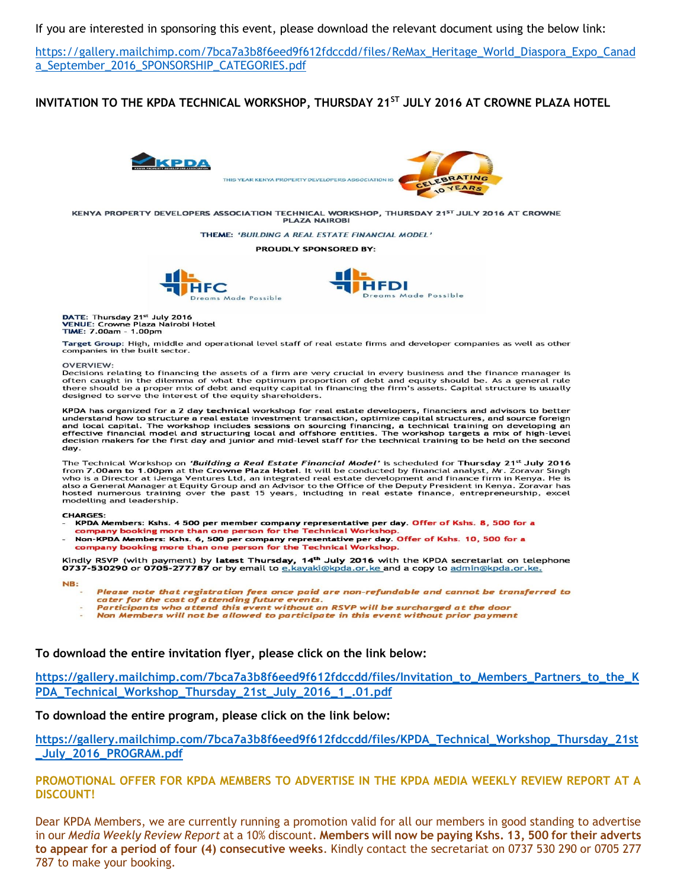If you are interested in sponsoring this event, please download the relevant document using the below link:

https://gallery.mailchimp.com/7bca7a3b8f6eed9f612fdccdd/files/ReMax_Heritage_World_Diaspora_Expo_Canada_September_2016_SPONSORSHIP_CATEGORIES.pdf

**INVITATION TO THE KPDA TECHNICAL WORKSHOP, THURSDAY 21ST JULY 2016 AT CROWNE PLAZA HOTEL**

KPDA KENYA PROPERTY DEVELOPERS ASSOCIATION

THIS YEAR KENYA PROPERTY DEVELOPERS ASSOCIATION IS CELEBRATING 10 YEARS

**KENYA PROPERTY DEVELOPERS ASSOCIATION TECHNICAL WORKSHOP, THURSDAY 21ST JULY 2016 AT CROWNE PLAZA NAIROBI**

**THEME: *'BUILDING A REAL ESTATE FINANCIAL MODEL'***

**PROUDLY SPONSORED BY:**

HFC Dreams Made Possible | HFDI Dreams Made Possible

**DATE**: Thursday 21st July 2016
**VENUE**: Crowne Plaza Nairobi Hotel
**TIME**: 7.00am - 1.00pm

**Target Group**: High, middle and operational level staff of real estate firms and developer companies as well as other companies in the built sector.

OVERVIEW:
Decisions relating to financing the assets of a firm are very crucial in every business and the finance manager is often caught in the dilemma of what the optimum proportion of debt and equity should be. As a general rule there should be a proper mix of debt and equity capital in financing the firm's assets. Capital structure is usually designed to serve the interest of the equity shareholders.

KPDA has organized for a 2 day **technical** workshop for real estate developers, financiers and advisors to better understand how to structure a real estate investment transaction, optimize capital structures, and source foreign and local capital. The workshop includes sessions on sourcing financing, a technical training on developing an effective financial model and structuring local and offshore entities. The workshop targets a mix of high-level decision makers for the first day and junior and mid-level staff for the technical training to be held on the second day.

The Technical Workshop on ***'Building a Real Estate Financial Model'*** is scheduled for **Thursday 21st July 2016 from 7.00am to 1.00pm** at the **Crowne Plaza Hotel**. It will be conducted by financial analyst, Mr. Zoravar Singh who is a Director at iJenga Ventures Ltd, an integrated real estate development and finance firm in Kenya. He is also a General Manager at Equity Group and an Advisor to the Office of the Deputy President in Kenya. Zoravar has hosted numerous training over the past 15 years, including in real estate finance, entrepreneurship, excel modelling and leadership.

**CHARGES:**
- **KPDA Members: Kshs. 4 500 per member company representative per day. Offer of Kshs. 8, 500 for a company booking more than one person for the Technical Workshop.**
- **Non-KPDA Members: Kshs. 6, 500 per company representative per day. Offer of Kshs. 10, 500 for a company booking more than one person for the Technical Workshop.**

Kindly RSVP (with payment) by **latest Thursday, 14th July 2016** with the KPDA secretariat on telephone **0737-530290 or 0705-277787** or by email to e.kayaki@kpda.or.ke and a copy to admin@kpda.or.ke.

**NB:**
- ***Please note that registration fees once paid are non-refundable and cannot be transferred to cater for the cost of attending future events.***
- ***Participants who attend this event without an RSVP will be surcharged at the door***
- ***Non Members will not be allowed to participate in this event without prior payment***

**To download the entire invitation flyer, please click on the link below:**

**https://gallery.mailchimp.com/7bca7a3b8f6eed9f612fdccdd/files/Invitation_to_Members_Partners_to_the_KPDA_Technical_Workshop_Thursday_21st_July_2016_1_.01.pdf**

**To download the entire program, please click on the link below:**

**https://gallery.mailchimp.com/7bca7a3b8f6eed9f612fdccdd/files/KPDA_Technical_Workshop_Thursday_21st_July_2016_PROGRAM.pdf**

**PROMOTIONAL OFFER FOR KPDA MEMBERS TO ADVERTISE IN THE KPDA MEDIA WEEKLY REVIEW REPORT AT A DISCOUNT!**

Dear KPDA Members, we are currently running a promotion valid for all our members in good standing to advertise in our *Media Weekly Review Report* at a 10% discount. **Members will now be paying Kshs. 13, 500 for their adverts to appear for a period of four (4) consecutive weeks**. Kindly contact the secretariat on 0737 530 290 or 0705 277 787 to make your booking.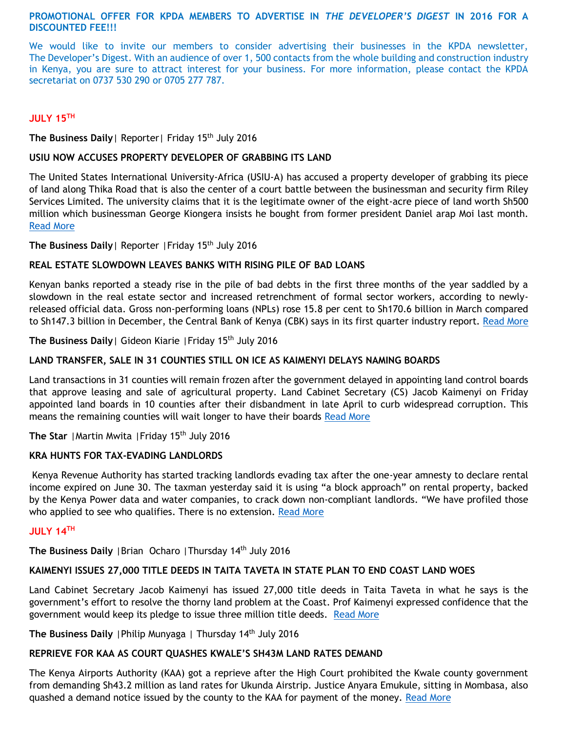**PROMOTIONAL OFFER FOR KPDA MEMBERS TO ADVERTISE IN *THE DEVELOPER'S DIGEST* IN 2016 FOR A DISCOUNTED FEE!!!**

We would like to invite our members to consider advertising their businesses in the KPDA newsletter, The Developer's Digest. With an audience of over 1, 500 contacts from the whole building and construction industry in Kenya, you are sure to attract interest for your business. For more information, please contact the KPDA secretariat on 0737 530 290 or 0705 277 787.

## JULY 15TH

**The Business Daily**| Reporter| Friday 15th July 2016

### USIU NOW ACCUSES PROPERTY DEVELOPER OF GRABBING ITS LAND

The United States International University-Africa (USIU-A) has accused a property developer of grabbing its piece of land along Thika Road that is also the center of a court battle between the businessman and security firm Riley Services Limited. The university claims that it is the legitimate owner of the eight-acre piece of land worth Sh500 million which businessman George Kiongera insists he bought from former president Daniel arap Moi last month. Read More

**The Business Daily**| Reporter |Friday 15th July 2016

### REAL ESTATE SLOWDOWN LEAVES BANKS WITH RISING PILE OF BAD LOANS

Kenyan banks reported a steady rise in the pile of bad debts in the first three months of the year saddled by a slowdown in the real estate sector and increased retrenchment of formal sector workers, according to newly-released official data. Gross non-performing loans (NPLs) rose 15.8 per cent to Sh170.6 billion in March compared to Sh147.3 billion in December, the Central Bank of Kenya (CBK) says in its first quarter industry report. Read More

**The Business Daily**| Gideon Kiarie |Friday 15th July 2016

### LAND TRANSFER, SALE IN 31 COUNTIES STILL ON ICE AS KAIMENYI DELAYS NAMING BOARDS

Land transactions in 31 counties will remain frozen after the government delayed in appointing land control boards that approve leasing and sale of agricultural property. Land Cabinet Secretary (CS) Jacob Kaimenyi on Friday appointed land boards in 10 counties after their disbandment in late April to curb widespread corruption. This means the remaining counties will wait longer to have their boards Read More

**The Star** |Martin Mwita |Friday 15th July 2016

### KRA HUNTS FOR TAX-EVADING LANDLORDS

Kenya Revenue Authority has started tracking landlords evading tax after the one-year amnesty to declare rental income expired on June 30. The taxman yesterday said it is using "a block approach" on rental property, backed by the Kenya Power data and water companies, to crack down non-compliant landlords. "We have profiled those who applied to see who qualifies. There is no extension. Read More

## JULY 14TH

**The Business Daily** |Brian Ocharo |Thursday 14th July 2016

### KAIMENYI ISSUES 27,000 TITLE DEEDS IN TAITA TAVETA IN STATE PLAN TO END COAST LAND WOES

Land Cabinet Secretary Jacob Kaimenyi has issued 27,000 title deeds in Taita Taveta in what he says is the government's effort to resolve the thorny land problem at the Coast. Prof Kaimenyi expressed confidence that the government would keep its pledge to issue three million title deeds. Read More

**The Business Daily** |Philip Munyaga | Thursday 14th July 2016

### REPRIEVE FOR KAA AS COURT QUASHES KWALE'S SH43M LAND RATES DEMAND

The Kenya Airports Authority (KAA) got a reprieve after the High Court prohibited the Kwale county government from demanding Sh43.2 million as land rates for Ukunda Airstrip. Justice Anyara Emukule, sitting in Mombasa, also quashed a demand notice issued by the county to the KAA for payment of the money. Read More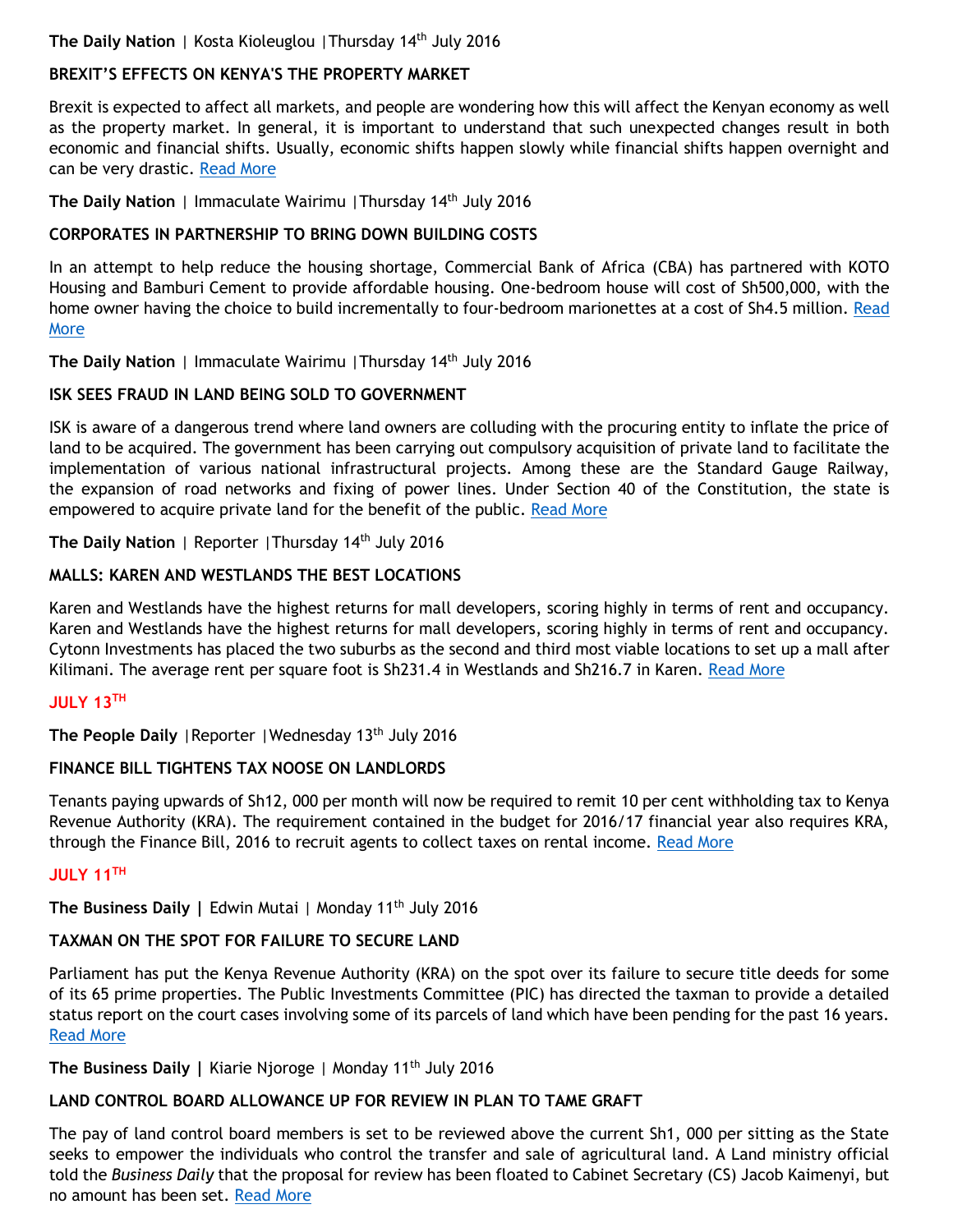**The Daily Nation** | Kosta Kioleuglou |Thursday 14th July 2016

**BREXIT'S EFFECTS ON KENYA'S THE PROPERTY MARKET**

Brexit is expected to affect all markets, and people are wondering how this will affect the Kenyan economy as well as the property market. In general, it is important to understand that such unexpected changes result in both economic and financial shifts. Usually, economic shifts happen slowly while financial shifts happen overnight and can be very drastic. Read More

**The Daily Nation** | Immaculate Wairimu |Thursday 14th July 2016

**CORPORATES IN PARTNERSHIP TO BRING DOWN BUILDING COSTS**

In an attempt to help reduce the housing shortage, Commercial Bank of Africa (CBA) has partnered with KOTO Housing and Bamburi Cement to provide affordable housing. One-bedroom house will cost of Sh500,000, with the home owner having the choice to build incrementally to four-bedroom marionettes at a cost of Sh4.5 million. Read More

**The Daily Nation** | Immaculate Wairimu |Thursday 14th July 2016

**ISK SEES FRAUD IN LAND BEING SOLD TO GOVERNMENT**

ISK is aware of a dangerous trend where land owners are colluding with the procuring entity to inflate the price of land to be acquired. The government has been carrying out compulsory acquisition of private land to facilitate the implementation of various national infrastructural projects. Among these are the Standard Gauge Railway, the expansion of road networks and fixing of power lines. Under Section 40 of the Constitution, the state is empowered to acquire private land for the benefit of the public. Read More

**The Daily Nation** | Reporter |Thursday 14th July 2016

**MALLS: KAREN AND WESTLANDS THE BEST LOCATIONS**

Karen and Westlands have the highest returns for mall developers, scoring highly in terms of rent and occupancy. Karen and Westlands have the highest returns for mall developers, scoring highly in terms of rent and occupancy. Cytonn Investments has placed the two suburbs as the second and third most viable locations to set up a mall after Kilimani. The average rent per square foot is Sh231.4 in Westlands and Sh216.7 in Karen. Read More

**JULY 13TH**

**The People Daily** |Reporter |Wednesday 13th July 2016

**FINANCE BILL TIGHTENS TAX NOOSE ON LANDLORDS**

Tenants paying upwards of Sh12, 000 per month will now be required to remit 10 per cent withholding tax to Kenya Revenue Authority (KRA). The requirement contained in the budget for 2016/17 financial year also requires KRA, through the Finance Bill, 2016 to recruit agents to collect taxes on rental income. Read More

**JULY 11TH**

**The Business Daily |** Edwin Mutai | Monday 11th July 2016

**TAXMAN ON THE SPOT FOR FAILURE TO SECURE LAND**

Parliament has put the Kenya Revenue Authority (KRA) on the spot over its failure to secure title deeds for some of its 65 prime properties. The Public Investments Committee (PIC) has directed the taxman to provide a detailed status report on the court cases involving some of its parcels of land which have been pending for the past 16 years. Read More

**The Business Daily |** Kiarie Njoroge | Monday 11th July 2016

**LAND CONTROL BOARD ALLOWANCE UP FOR REVIEW IN PLAN TO TAME GRAFT**

The pay of land control board members is set to be reviewed above the current Sh1, 000 per sitting as the State seeks to empower the individuals who control the transfer and sale of agricultural land. A Land ministry official told the *Business Daily* that the proposal for review has been floated to Cabinet Secretary (CS) Jacob Kaimenyi, but no amount has been set. Read More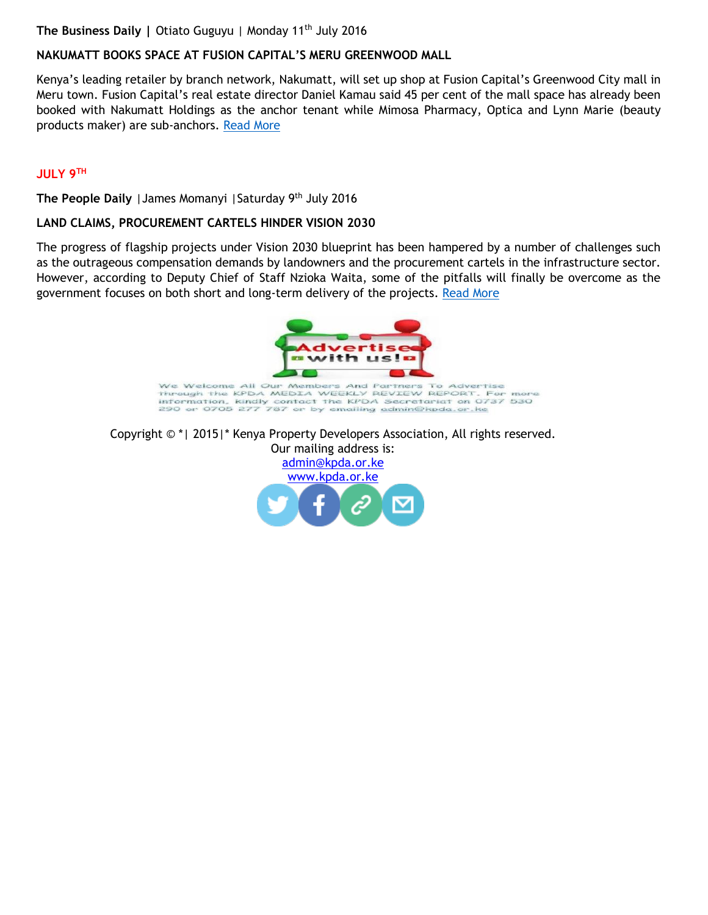**The Business Daily |** Otiato Guguyu | Monday 11th July 2016

**NAKUMATT BOOKS SPACE AT FUSION CAPITAL'S MERU GREENWOOD MALL**

Kenya's leading retailer by branch network, Nakumatt, will set up shop at Fusion Capital's Greenwood City mall in Meru town. Fusion Capital's real estate director Daniel Kamau said 45 per cent of the mall space has already been booked with Nakumatt Holdings as the anchor tenant while Mimosa Pharmacy, Optica and Lynn Marie (beauty products maker) are sub-anchors. Read More

## JULY 9TH

**The People Daily** |James Momanyi |Saturday 9th July 2016

**LAND CLAIMS, PROCUREMENT CARTELS HINDER VISION 2030**

The progress of flagship projects under Vision 2030 blueprint has been hampered by a number of challenges such as the outrageous compensation demands by landowners and the procurement cartels in the infrastructure sector. However, according to Deputy Chief of Staff Nzioka Waita, some of the pitfalls will finally be overcome as the government focuses on both short and long-term delivery of the projects. Read More

Advertise with us!

We Welcome All Our Members And Partners To Advertise Through the KPDA MEDIA WEEKLY REVIEW REPORT. For more information, kindly contact the KPDA Secretariat on 0737 530 290 or 0705 277 787 or by emailing admin@kpda.or.ke

Copyright © *| 2015|* Kenya Property Developers Association, All rights reserved.
Our mailing address is:
admin@kpda.or.ke
www.kpda.or.ke